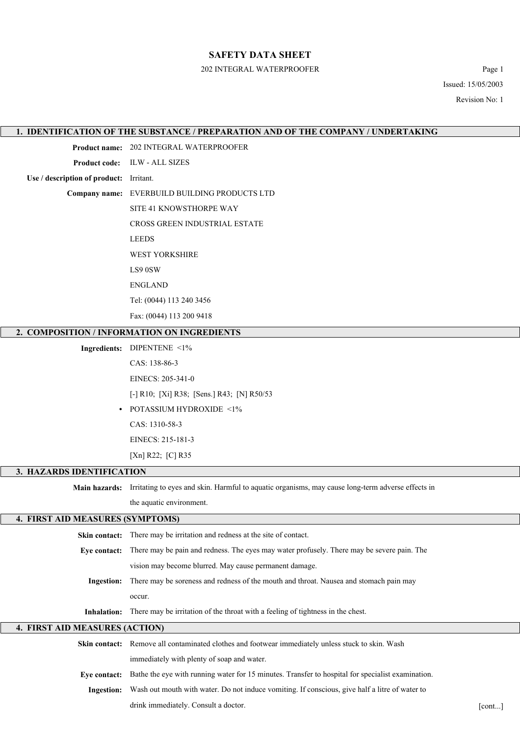# SAFETY DATA SHEET

202 INTEGRAL WATERPROOFER

Issued: 15/05/2003

Revision No: 1

## 1. IDENTIFICATION OF THE SUBSTANCE / PREPARATION AND OF THE COMPANY / UNDERTAKING

**Product name:** 202 INTEGRAL WATERPROOFER

**Product code:** ILW - ALL SIZES

**Use / description of product:** Irritant.

**Company name:** EVERBUILD BUILDING PRODUCTS LTD

SITE 41 KNOWSTHORPE WAY

CROSS GREEN INDUSTRIAL ESTATE

LEEDS

WEST YORKSHIRE

LS9 0SW

ENGLAND

Tel: (0044) 113 240 3456

Fax: (0044) 113 200 9418

## 2. COMPOSITION / INFORMATION ON INGREDIENTS

**Ingredients:** DIPENTENE <1%

CAS: 138-86-3

EINECS: 205-341-0

[-] R10; [Xi] R38; [Sens.] R43; [N] R50/53

- POTASSIUM HYDROXIDE <1%

CAS: 1310-58-3

EINECS: 215-181-3

[Xn] R22; [C] R35

## 3. HAZARDS IDENTIFICATION

**Main hazards:** Irritating to eyes and skin. Harmful to aquatic organisms, may cause long-term adverse effects in the aquatic environment.

## 4. FIRST AID MEASURES (SYMPTOMS)

**Skin contact:** There may be irritation and redness at the site of contact.

**Eye contact:** There may be pain and redness. The eyes may water profusely. There may be severe pain. The vision may become blurred. May cause permanent damage.

**Ingestion:** There may be soreness and redness of the mouth and throat. Nausea and stomach pain may occur.

**Inhalation:** There may be irritation of the throat with a feeling of tightness in the chest.

## 4. FIRST AID MEASURES (ACTION)

**Skin contact:** Remove all contaminated clothes and footwear immediately unless stuck to skin. Wash immediately with plenty of soap and water.

**Eye contact:** Bathe the eye with running water for 15 minutes. Transfer to hospital for specialist examination.

**Ingestion:** Wash out mouth with water. Do not induce vomiting. If conscious, give half a litre of water to drink immediately. Consult a doctor.

[cont...]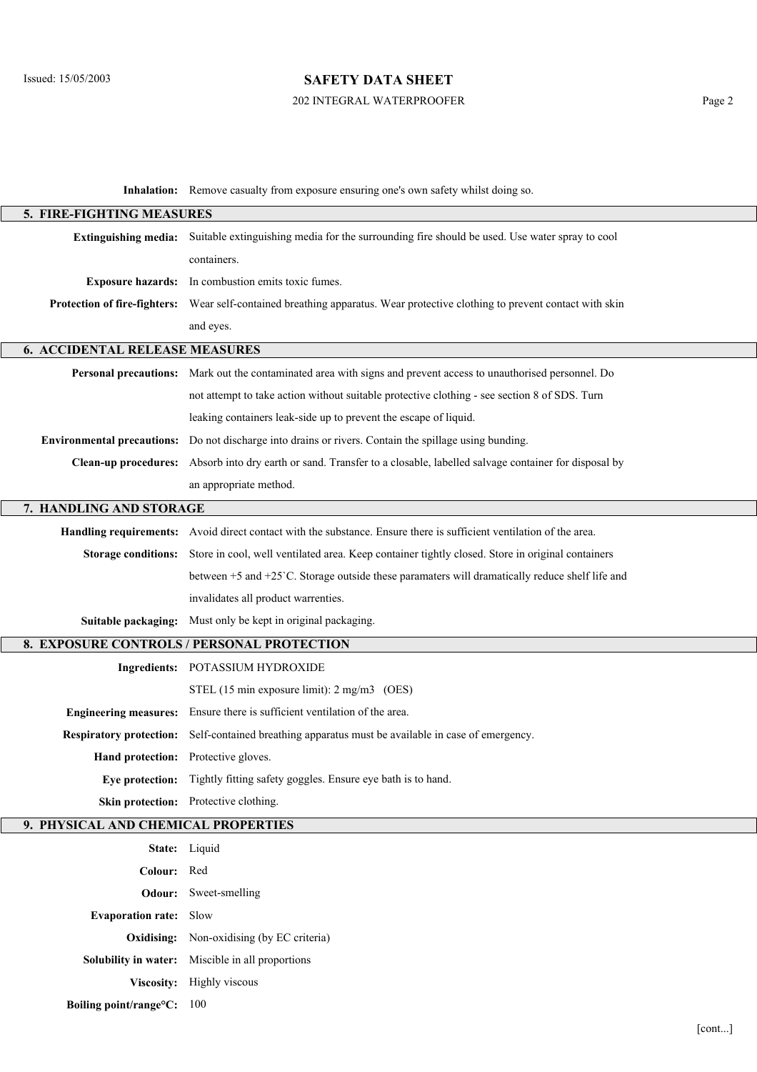**Inhalation:** Remove casualty from exposure ensuring one's own safety whilst doing so.

## 5. FIRE-FIGHTING MEASURES

**Extinguishing media:** Suitable extinguishing media for the surrounding fire should be used. Use water spray to cool containers.

**Exposure hazards:** In combustion emits toxic fumes.

**Protection of fire-fighters:** Wear self-contained breathing apparatus. Wear protective clothing to prevent contact with skin and eyes.

## 6. ACCIDENTAL RELEASE MEASURES

**Personal precautions:** Mark out the contaminated area with signs and prevent access to unauthorised personnel. Do not attempt to take action without suitable protective clothing - see section 8 of SDS. Turn leaking containers leak-side up to prevent the escape of liquid.

**Environmental precautions:** Do not discharge into drains or rivers. Contain the spillage using bunding.

**Clean-up procedures:** Absorb into dry earth or sand. Transfer to a closable, labelled salvage container for disposal by an appropriate method.

## 7. HANDLING AND STORAGE

**Handling requirements:** Avoid direct contact with the substance. Ensure there is sufficient ventilation of the area.

**Storage conditions:** Store in cool, well ventilated area. Keep container tightly closed. Store in original containers between +5 and +25`C. Storage outside these paramaters will dramatically reduce shelf life and invalidates all product warrenties.

**Suitable packaging:** Must only be kept in original packaging.

## 8. EXPOSURE CONTROLS / PERSONAL PROTECTION

**Ingredients:** POTASSIUM HYDROXIDE

STEL (15 min exposure limit): 2 mg/m3 (OES)

**Engineering measures:** Ensure there is sufficient ventilation of the area.

**Respiratory protection:** Self-contained breathing apparatus must be available in case of emergency.

**Hand protection:** Protective gloves.

**Eye protection:** Tightly fitting safety goggles. Ensure eye bath is to hand.

**Skin protection:** Protective clothing.

## 9. PHYSICAL AND CHEMICAL PROPERTIES

**State:** Liquid

**Colour:** Red

**Odour:** Sweet-smelling

**Evaporation rate:** Slow

**Oxidising:** Non-oxidising (by EC criteria)

**Solubility in water:** Miscible in all proportions

**Viscosity:** Highly viscous

**Boiling point/range°C:** 100

[cont...]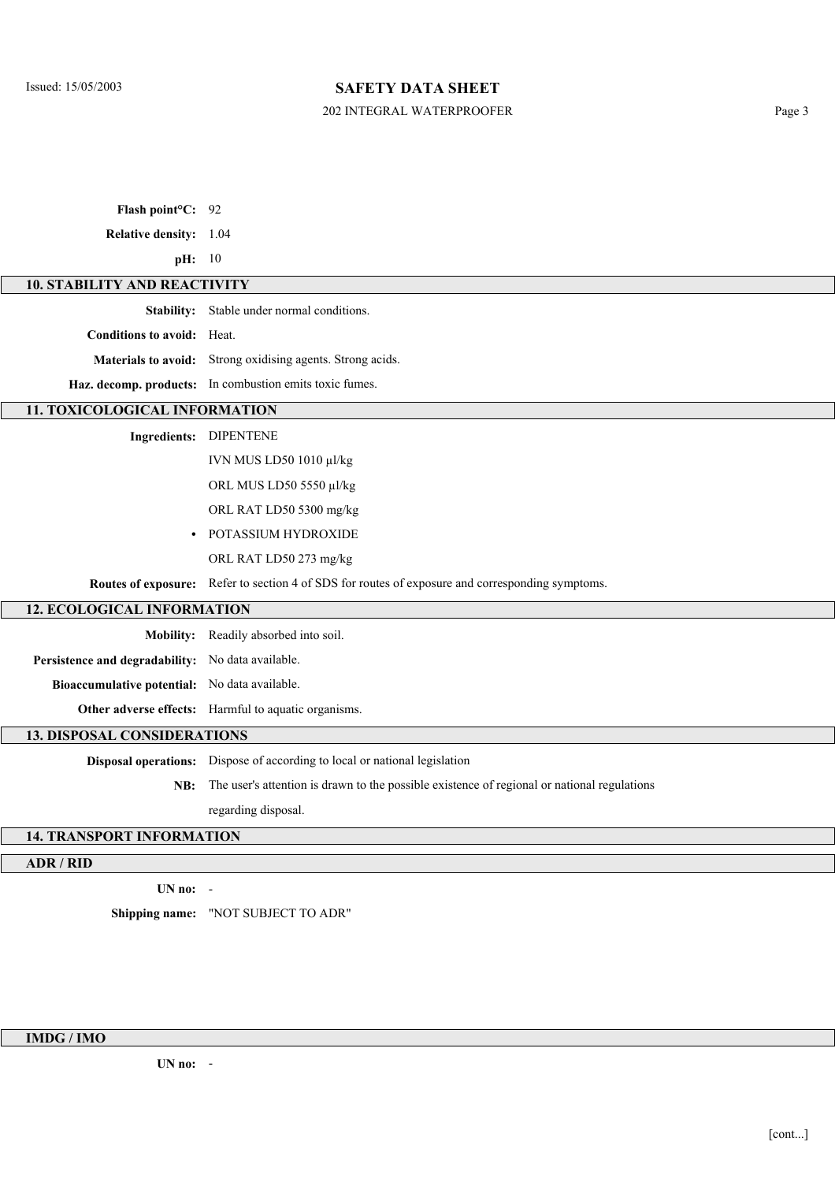**Flash point°C:** 92

**Relative density:** 1.04

**pH:** 10

## 10. STABILITY AND REACTIVITY

**Stability:** Stable under normal conditions.

**Conditions to avoid:** Heat.

**Materials to avoid:** Strong oxidising agents. Strong acids.

**Haz. decomp. products:** In combustion emits toxic fumes.

## 11. TOXICOLOGICAL INFORMATION

**Ingredients:** DIPENTENE

IVN MUS LD50 1010 µl/kg

ORL MUS LD50 5550 µl/kg

ORL RAT LD50 5300 mg/kg

- POTASSIUM HYDROXIDE

ORL RAT LD50 273 mg/kg

**Routes of exposure:** Refer to section 4 of SDS for routes of exposure and corresponding symptoms.

## 12. ECOLOGICAL INFORMATION

**Mobility:** Readily absorbed into soil.

**Persistence and degradability:** No data available.

**Bioaccumulative potential:** No data available.

**Other adverse effects:** Harmful to aquatic organisms.

## 13. DISPOSAL CONSIDERATIONS

**Disposal operations:** Dispose of according to local or national legislation

**NB:** The user's attention is drawn to the possible existence of regional or national regulations regarding disposal.

## 14. TRANSPORT INFORMATION

### ADR / RID

**UN no:** -

**Shipping name:** "NOT SUBJECT TO ADR"

### IMDG / IMO

**UN no:** -

[cont...]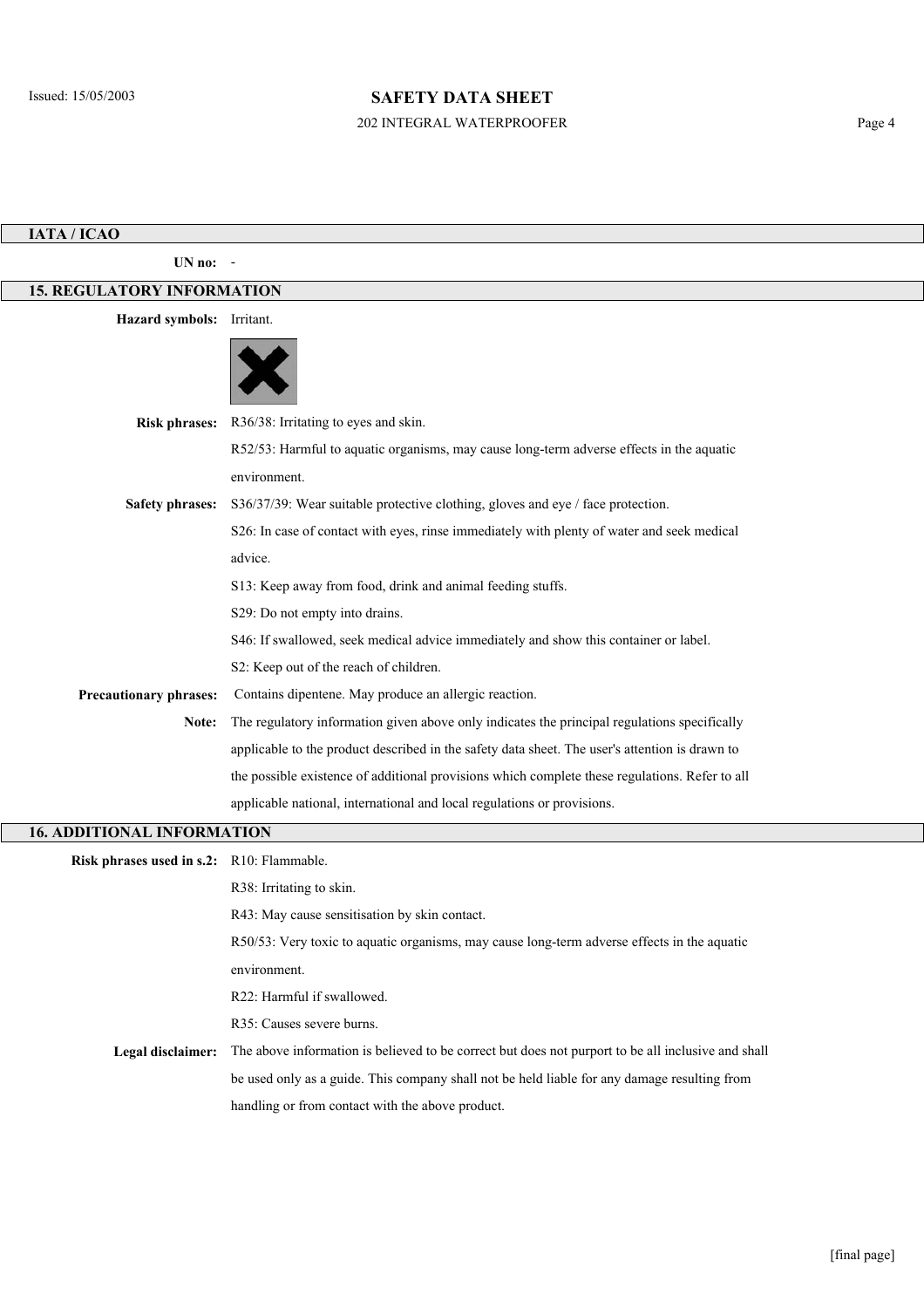## IATA / ICAO

**UN no:** -

## 15. REGULATORY INFORMATION

**Hazard symbols:** Irritant.

**Risk phrases:** R36/38: Irritating to eyes and skin.

R52/53: Harmful to aquatic organisms, may cause long-term adverse effects in the aquatic environment.

**Safety phrases:** S36/37/39: Wear suitable protective clothing, gloves and eye / face protection.

S26: In case of contact with eyes, rinse immediately with plenty of water and seek medical advice.

S13: Keep away from food, drink and animal feeding stuffs.

S29: Do not empty into drains.

S46: If swallowed, seek medical advice immediately and show this container or label.

S2: Keep out of the reach of children.

**Precautionary phrases:** Contains dipentene. May produce an allergic reaction.

**Note:** The regulatory information given above only indicates the principal regulations specifically applicable to the product described in the safety data sheet. The user's attention is drawn to the possible existence of additional provisions which complete these regulations. Refer to all applicable national, international and local regulations or provisions.

## 16. ADDITIONAL INFORMATION

**Risk phrases used in s.2:** R10: Flammable.

R38: Irritating to skin.

R43: May cause sensitisation by skin contact.

R50/53: Very toxic to aquatic organisms, may cause long-term adverse effects in the aquatic environment.

R22: Harmful if swallowed.

R35: Causes severe burns.

**Legal disclaimer:** The above information is believed to be correct but does not purport to be all inclusive and shall be used only as a guide. This company shall not be held liable for any damage resulting from handling or from contact with the above product.

[final page]